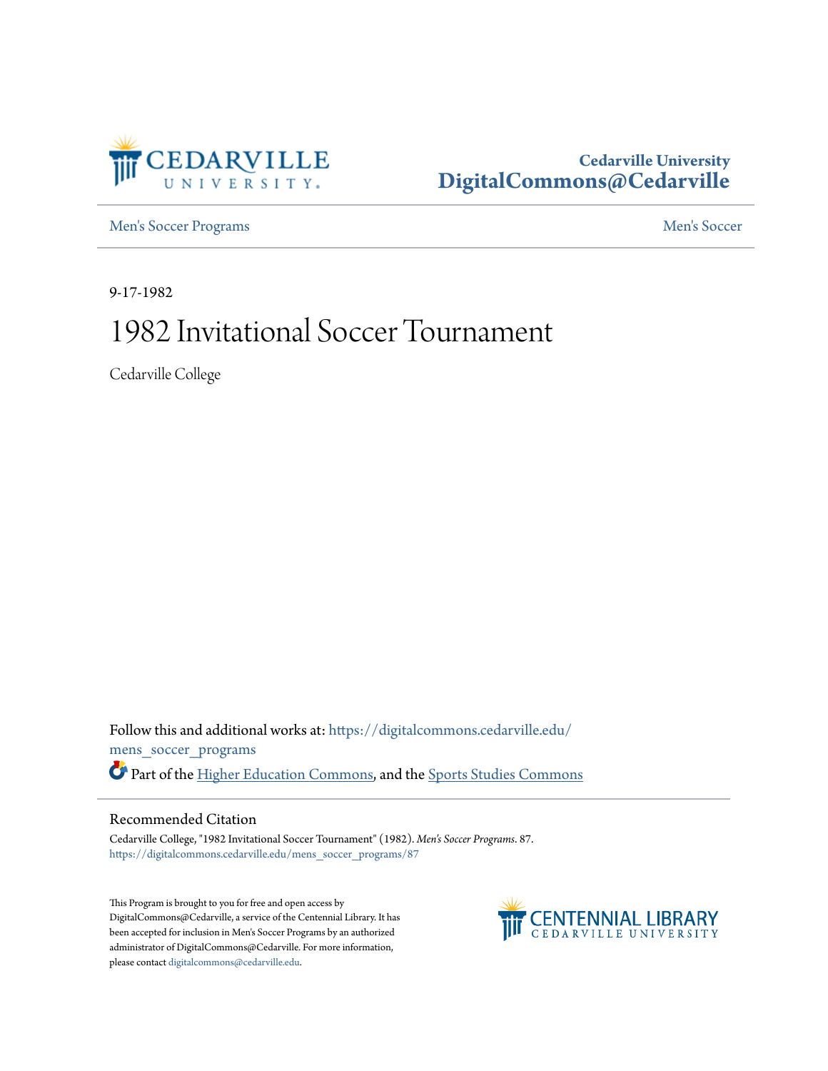Cedarville University
DigitalCommons@Cedarville

Men's Soccer Programs | Men's Soccer

9-17-1982

# 1982 Invitational Soccer Tournament

Cedarville College

Follow this and additional works at: https://digitalcommons.cedarville.edu/mens_soccer_programs

Part of the Higher Education Commons, and the Sports Studies Commons

## Recommended Citation

Cedarville College, "1982 Invitational Soccer Tournament" (1982). *Men's Soccer Programs*. 87.
https://digitalcommons.cedarville.edu/mens_soccer_programs/87

This Program is brought to you for free and open access by DigitalCommons@Cedarville, a service of the Centennial Library. It has been accepted for inclusion in Men's Soccer Programs by an authorized administrator of DigitalCommons@Cedarville. For more information, please contact digitalcommons@cedarville.edu.

CENTENNIAL LIBRARY
CEDARVILLE UNIVERSITY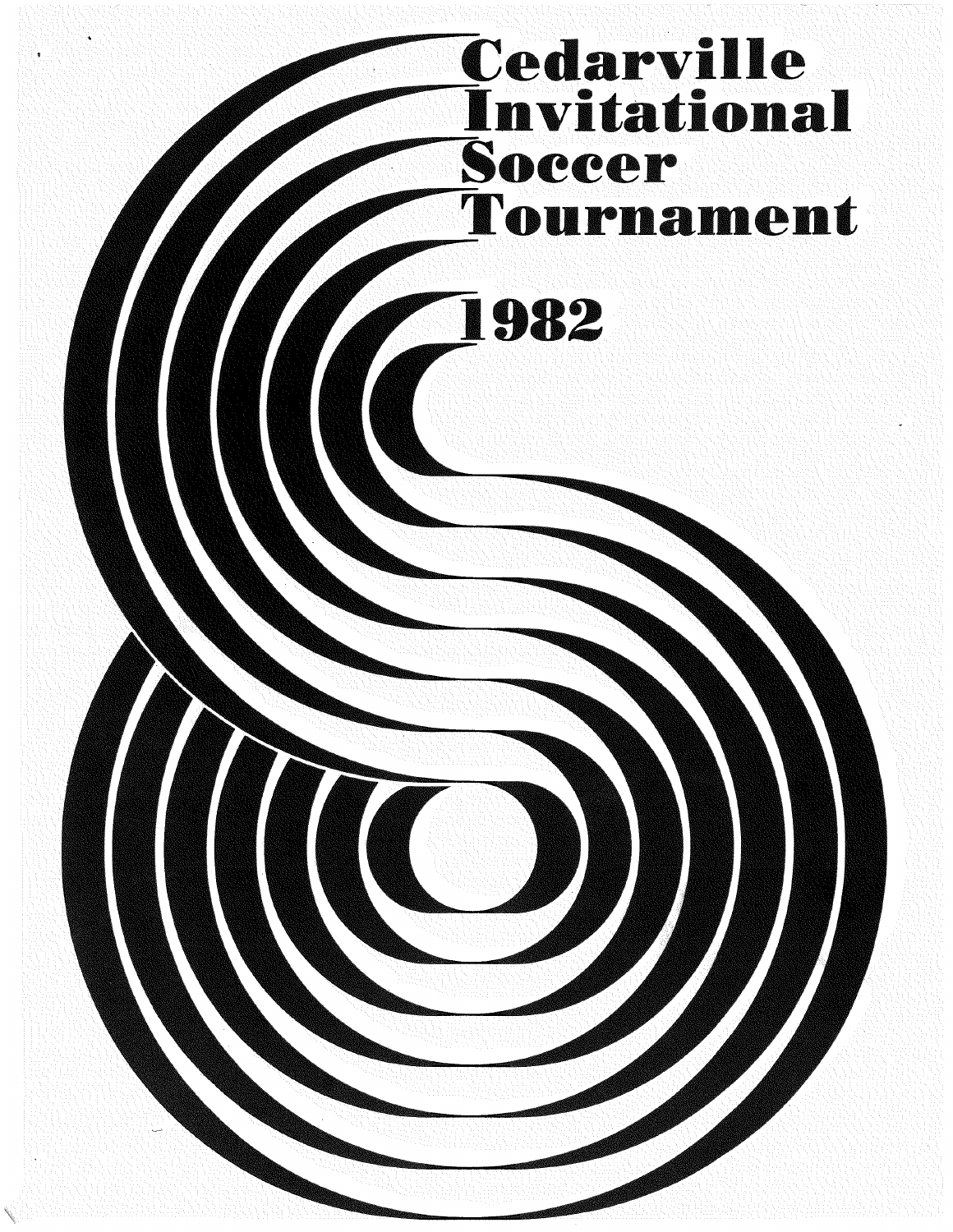# Cedarville Invitational Soccer Tournament

## 1982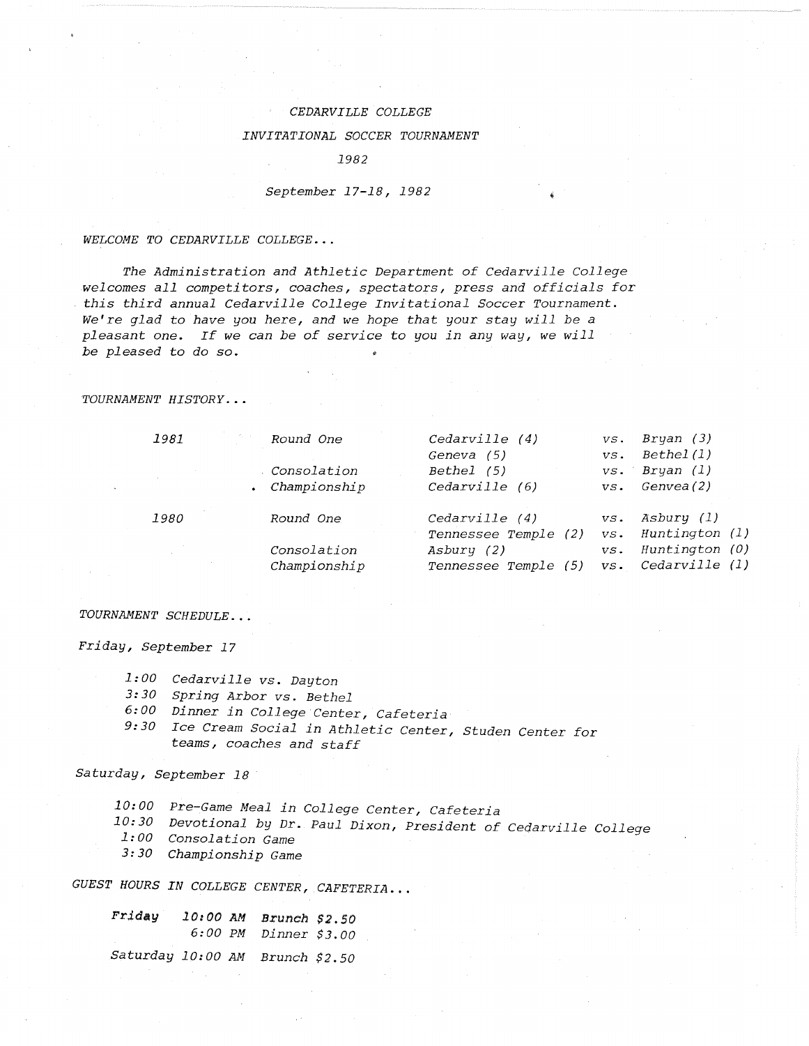# CEDARVILLE COLLEGE

## INVITATIONAL SOCCER TOURNAMENT

## 1982

### September 17-18, 1982

*WELCOME TO CEDARVILLE COLLEGE...*

*The Administration and Athletic Department of Cedarville College welcomes all competitors, coaches, spectators, press and officials for this third annual Cedarville College Invitational Soccer Tournament. We're glad to have you here, and we hope that your stay will be a pleasant one. If we can be of service to you in any way, we will be pleased to do so.*

*TOURNAMENT HISTORY...*

| Year | Round | Team | | Opponent |
|---|---|---|---|---|
| 1981 | Round One | Cedarville (4) | vs. | Bryan (3) |
| | | Geneva (5) | vs. | Bethel(1) |
| | Consolation | Bethel (5) | vs. | Bryan (1) |
| | Championship | Cedarville (6) | vs. | Genvea(2) |
| 1980 | Round One | Cedarville (4) | vs. | Asbury (1) |
| | | Tennessee Temple (2) | vs. | Huntington (1) |
| | Consolation | Asbury (2) | vs. | Huntington (0) |
| | Championship | Tennessee Temple (5) | vs. | Cedarville (1) |

*TOURNAMENT SCHEDULE...*

*Friday, September 17*

- *1:00* Cedarville vs. Dayton
- *3:30* Spring Arbor vs. Bethel
- *6:00* Dinner in College Center, Cafeteria
- *9:30* Ice Cream Social in Athletic Center, Studen Center for teams, coaches and staff

*Saturday, September 18*

- *10:00* Pre-Game Meal in College Center, Cafeteria
- *10:30* Devotional by Dr. Paul Dixon, President of Cedarville College
- *1:00* Consolation Game
- *3:30* Championship Game

*GUEST HOURS IN COLLEGE CENTER, CAFETERIA...*

| | | |
|---|---|---|
| **Friday** | **10:00 AM** | **Brunch $2.50** |
| | 6:00 PM | Dinner $3.00 |
| Saturday | 10:00 AM | Brunch $2.50 |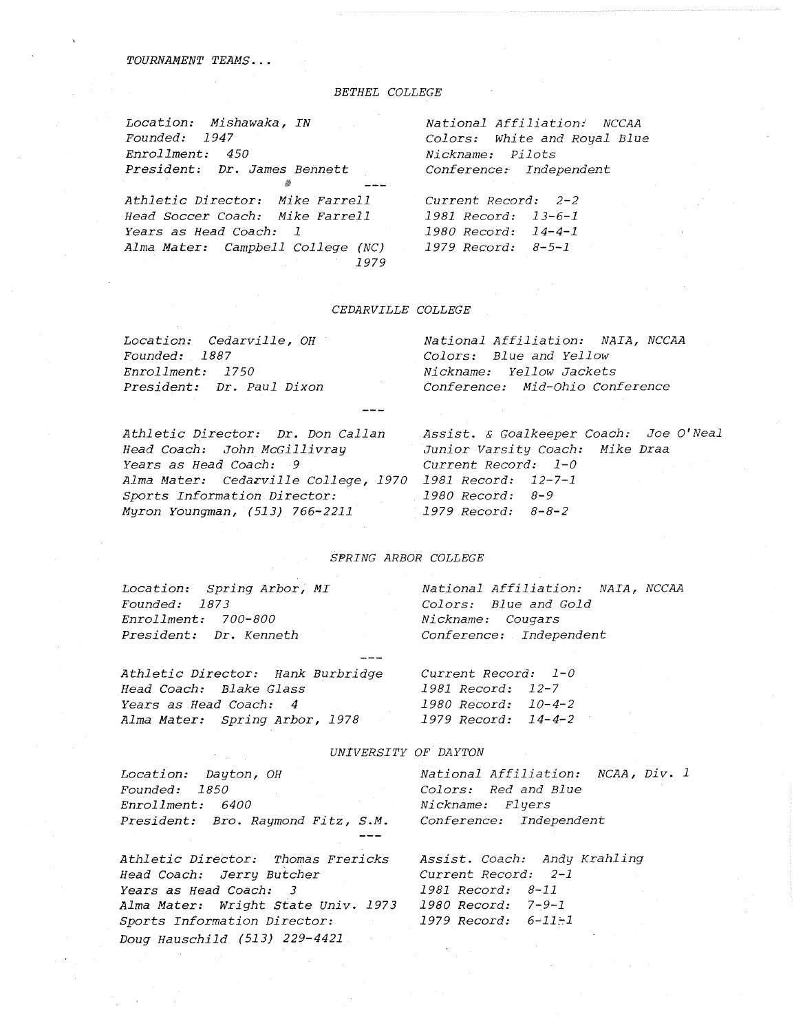*TOURNAMENT TEAMS...*

## *BETHEL COLLEGE*

*Location:* Mishawaka, IN
*Founded:* 1947
*Enrollment:* 450
*President:* Dr. James Bennett

*National Affiliation:* NCCAA
*Colors:* White and Royal Blue
*Nickname:* Pilots
*Conference:* Independent

---

*Athletic Director:* Mike Farrell
*Head Soccer Coach:* Mike Farrell
*Years as Head Coach:* 1
*Alma Mater:* Campbell College (NC) 1979

*Current Record:* 2-2
*1981 Record:* 13-6-1
*1980 Record:* 14-4-1
*1979 Record:* 8-5-1

## *CEDARVILLE COLLEGE*

*Location:* Cedarville, OH
*Founded:* 1887
*Enrollment:* 1750
*President:* Dr. Paul Dixon

*National Affiliation:* NAIA, NCCAA
*Colors:* Blue and Yellow
*Nickname:* Yellow Jackets
*Conference:* Mid-Ohio Conference

---

*Athletic Director:* Dr. Don Callan
*Head Coach:* John McGillivray
*Years as Head Coach:* 9
*Alma Mater:* Cedarville College, 1970
*Sports Information Director:* Myron Youngman, (513) 766-2211

*Assist. & Goalkeeper Coach:* Joe O'Neal
*Junior Varsity Coach:* Mike Draa
*Current Record:* 1-0
*1981 Record:* 12-7-1
*1980 Record:* 8-9
*1979 Record:* 8-8-2

## *SPRING ARBOR COLLEGE*

*Location:* Spring Arbor, MI
*Founded:* 1873
*Enrollment:* 700-800
*President:* Dr. Kenneth

*National Affiliation:* NAIA, NCCAA
*Colors:* Blue and Gold
*Nickname:* Cougars
*Conference:* Independent

---

*Athletic Director:* Hank Burbridge
*Head Coach:* Blake Glass
*Years as Head Coach:* 4
*Alma Mater:* Spring Arbor, 1978

*Current Record:* 1-0
*1981 Record:* 12-7
*1980 Record:* 10-4-2
*1979 Record:* 14-4-2

## *UNIVERSITY OF DAYTON*

*Location:* Dayton, OH
*Founded:* 1850
*Enrollment:* 6400
*President:* Bro. Raymond Fitz, S.M.

*National Affiliation:* NCAA, Div. 1
*Colors:* Red and Blue
*Nickname:* Flyers
*Conference:* Independent

---

*Athletic Director:* Thomas Frericks
*Head Coach:* Jerry Butcher
*Years as Head Coach:* 3
*Alma Mater:* Wright State Univ. 1973
*Sports Information Director:* Doug Hauschild (513) 229-4421

*Assist. Coach:* Andy Krahling
*Current Record:* 2-1
*1981 Record:* 8-11
*1980 Record:* 7-9-1
*1979 Record:* 6-11-1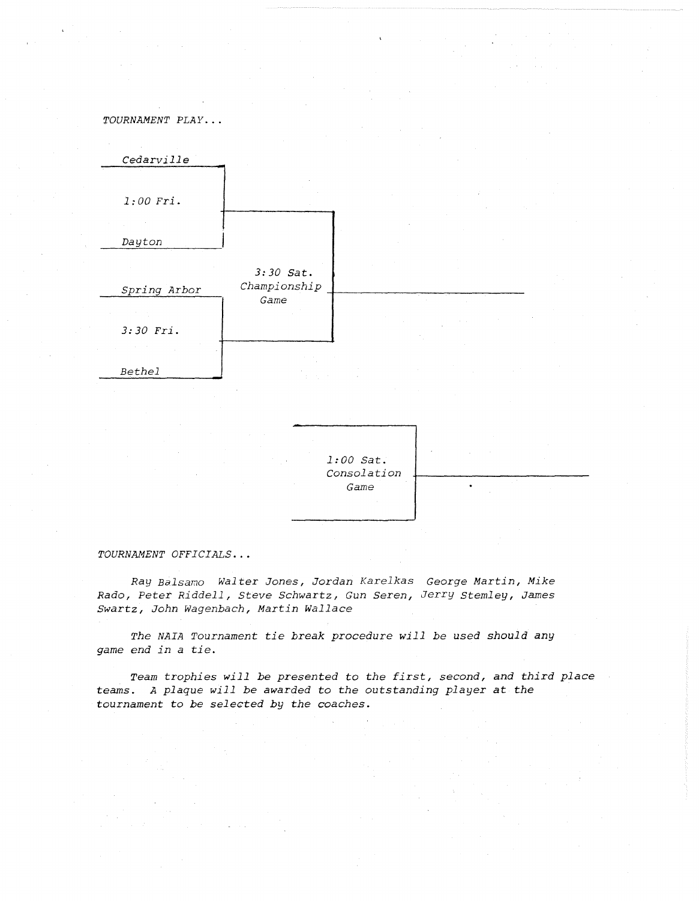*TOURNAMENT PLAY...*

| First Round | Time | Final |
|---|---|---|
| Cedarville vs. Dayton | *1:00 Fri.* | *3:30 Sat. Championship Game* |
| Spring Arbor vs. Bethel | *3:30 Fri.* | |

*1:00 Sat. Consolation Game*

*TOURNAMENT OFFICIALS...*

*Ray Balsamo Walter Jones, Jordan Karelkas George Martin, Mike Rado, Peter Riddell, Steve Schwartz, Gun Seren, Jerry Stemley, James Swartz, John Wagenbach, Martin Wallace*

*The NAIA Tournament tie break procedure will be used should any game end in a tie.*

*Team trophies will be presented to the first, second, and third place teams. A plaque will be awarded to the outstanding player at the tournament to be selected by the coaches.*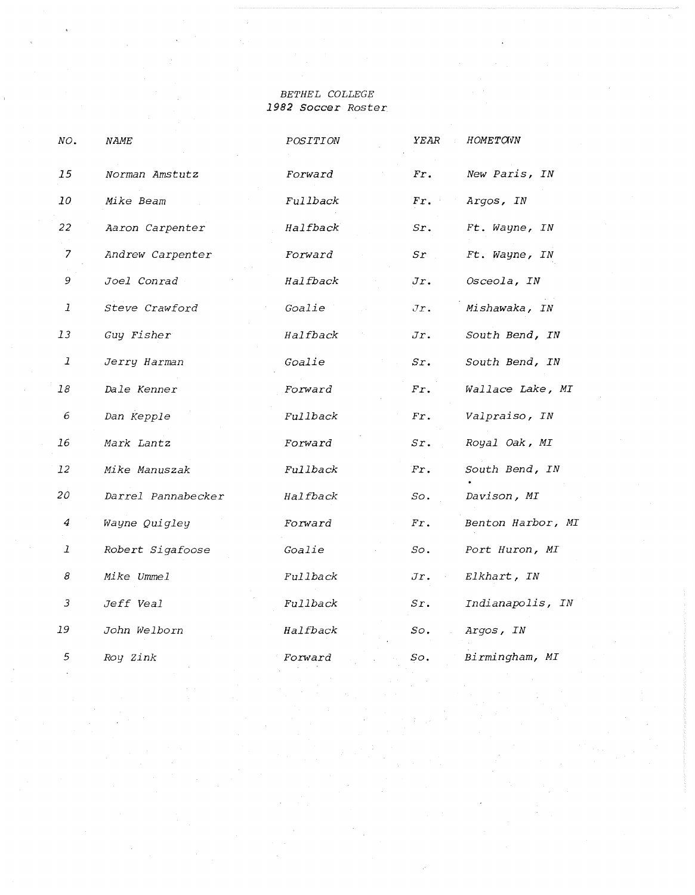# BETHEL COLLEGE
## 1982 Soccer Roster

| NO. | NAME | POSITION | YEAR | HOMETOWN |
|---|---|---|---|---|
| 15 | Norman Amstutz | Forward | Fr. | New Paris, IN |
| 10 | Mike Beam | Fullback | Fr. | Argos, IN |
| 22 | Aaron Carpenter | Halfback | Sr. | Ft. Wayne, IN |
| 7 | Andrew Carpenter | Forward | Sr | Ft. Wayne, IN |
| 9 | Joel Conrad | Halfback | Jr. | Osceola, IN |
| 1 | Steve Crawford | Goalie | Jr. | Mishawaka, IN |
| 13 | Guy Fisher | Halfback | Jr. | South Bend, IN |
| 1 | Jerry Harman | Goalie | Sr. | South Bend, IN |
| 18 | Dale Kenner | Forward | Fr. | Wallace Lake, MI |
| 6 | Dan Kepple | Fullback | Fr. | Valpraiso, IN |
| 16 | Mark Lantz | Forward | Sr. | Royal Oak, MI |
| 12 | Mike Manuszak | Fullback | Fr. | South Bend, IN |
| 20 | Darrel Pannabecker | Halfback | So. | Davison, MI |
| 4 | Wayne Quigley | Forward | Fr. | Benton Harbor, MI |
| 1 | Robert Sigafoose | Goalie | So. | Port Huron, MI |
| 8 | Mike Ummel | Fullback | Jr. | Elkhart, IN |
| 3 | Jeff Veal | Fullback | Sr. | Indianapolis, IN |
| 19 | John Welborn | Halfback | So. | Argos, IN |
| 5 | Roy Zink | Forward | So. | Birmingham, MI |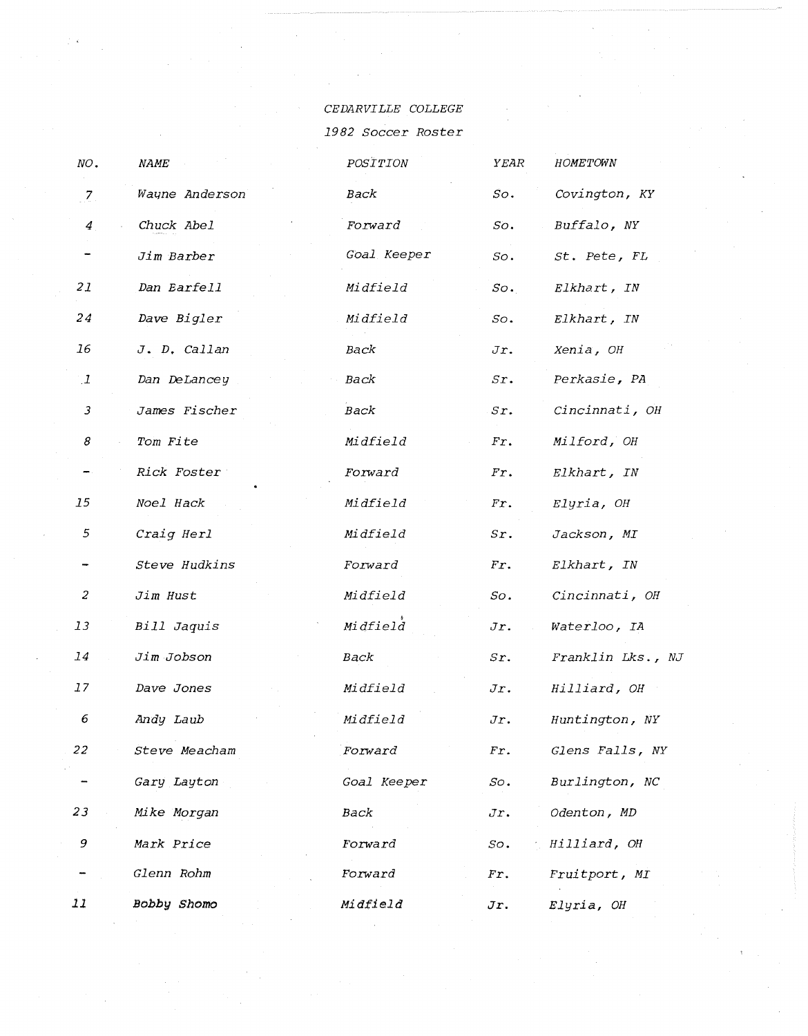CEDARVILLE COLLEGE

1982 Soccer Roster

| NO. | NAME | POSITION | YEAR | HOMETOWN |
|---|---|---|---|---|
| 7 | Wayne Anderson | Back | So. | Covington, KY |
| 4 | Chuck Abel | Forward | So. | Buffalo, NY |
| - | Jim Barber | Goal Keeper | So. | St. Pete, FL |
| 21 | Dan Barfell | Midfield | So. | Elkhart, IN |
| 24 | Dave Bigler | Midfield | So. | Elkhart, IN |
| 16 | J. D. Callan | Back | Jr. | Xenia, OH |
| 1 | Dan DeLancey | Back | Sr. | Perkasie, PA |
| 3 | James Fischer | Back | Sr. | Cincinnati, OH |
| 8 | Tom Fite | Midfield | Fr. | Milford, OH |
| - | Rick Foster | Forward | Fr. | Elkhart, IN |
| 15 | Noel Hack | Midfield | Fr. | Elyria, OH |
| 5 | Craig Herl | Midfield | Sr. | Jackson, MI |
| - | Steve Hudkins | Forward | Fr. | Elkhart, IN |
| 2 | Jim Hust | Midfield | So. | Cincinnati, OH |
| 13 | Bill Jaquis | Midfield | Jr. | Waterloo, IA |
| 14 | Jim Jobson | Back | Sr. | Franklin Lks., NJ |
| 17 | Dave Jones | Midfield | Jr. | Hilliard, OH |
| 6 | Andy Laub | Midfield | Jr. | Huntington, NY |
| 22 | Steve Meacham | Forward | Fr. | Glens Falls, NY |
| - | Gary Layton | Goal Keeper | So. | Burlington, NC |
| 23 | Mike Morgan | Back | Jr. | Odenton, MD |
| 9 | Mark Price | Forward | So. | Hilliard, OH |
| - | Glenn Rohm | Forward | Fr. | Fruitport, MI |
| 11 | Bobby Shomo | Midfield | Jr. | Elyria, OH |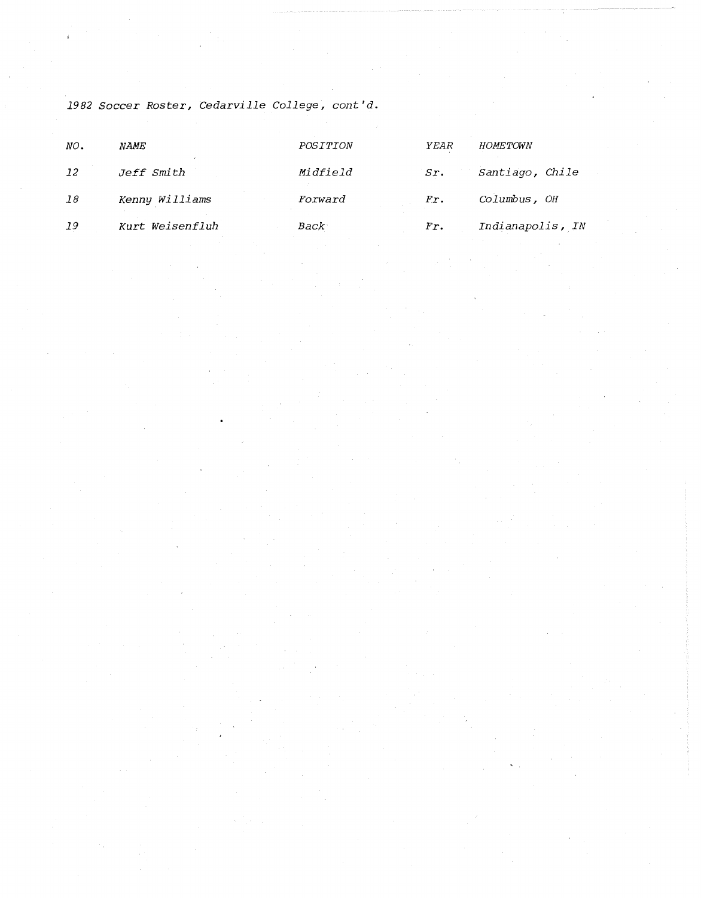*1982 Soccer Roster, Cedarville College, cont'd.*

| NO. | NAME | POSITION | YEAR | HOMETOWN |
|---|---|---|---|---|
| 12 | Jeff Smith | Midfield | Sr. | Santiago, Chile |
| 18 | Kenny Williams | Forward | Fr. | Columbus, OH |
| 19 | Kurt Weisenfluh | Back | Fr. | Indianapolis, IN |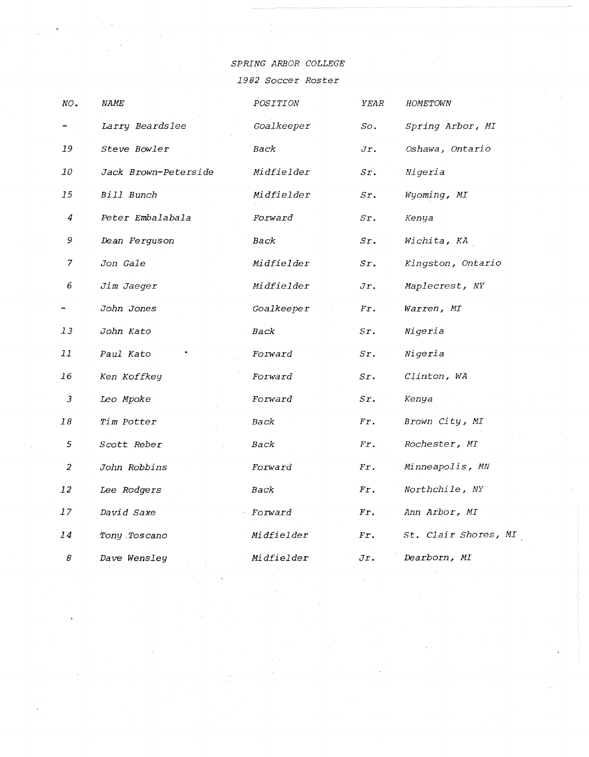SPRING ARBOR COLLEGE

1982 Soccer Roster

| NO. | NAME | POSITION | YEAR | HOMETOWN |
| --- | --- | --- | --- | --- |
| - | Larry Beardslee | Goalkeeper | So. | Spring Arbor, MI |
| 19 | Steve Bowler | Back | Jr. | Oshawa, Ontario |
| 10 | Jack Brown-Peterside | Midfielder | Sr. | Nigeria |
| 15 | Bill Bunch | Midfielder | Sr. | Wyoming, MI |
| 4 | Peter Embalabala | Forward | Sr. | Kenya |
| 9 | Dean Ferguson | Back | Sr. | Wichita, KA |
| 7 | Jon Gale | Midfielder | Sr. | Kingston, Ontario |
| 6 | Jim Jaeger | Midfielder | Jr. | Maplecrest, NY |
| - | John Jones | Goalkeeper | Fr. | Warren, MI |
| 13 | John Kato | Back | Sr. | Nigeria |
| 11 | Paul Kato | Forward | Sr. | Nigeria |
| 16 | Ken Koffkey | Forward | Sr. | Clinton, WA |
| 3 | Leo Mpoke | Forward | Sr. | Kenya |
| 18 | Tim Potter | Back | Fr. | Brown City, MI |
| 5 | Scott Reber | Back | Fr. | Rochester, MI |
| 2 | John Robbins | Forward | Fr. | Minneapolis, MN |
| 12 | Lee Rodgers | Back | Fr. | Northchile, NY |
| 17 | David Saxe | Forward | Fr. | Ann Arbor, MI |
| 14 | Tony Toscano | Midfielder | Fr. | St. Clair Shores, MI |
| 8 | Dave Wensley | Midfielder | Jr. | Dearborn, MI |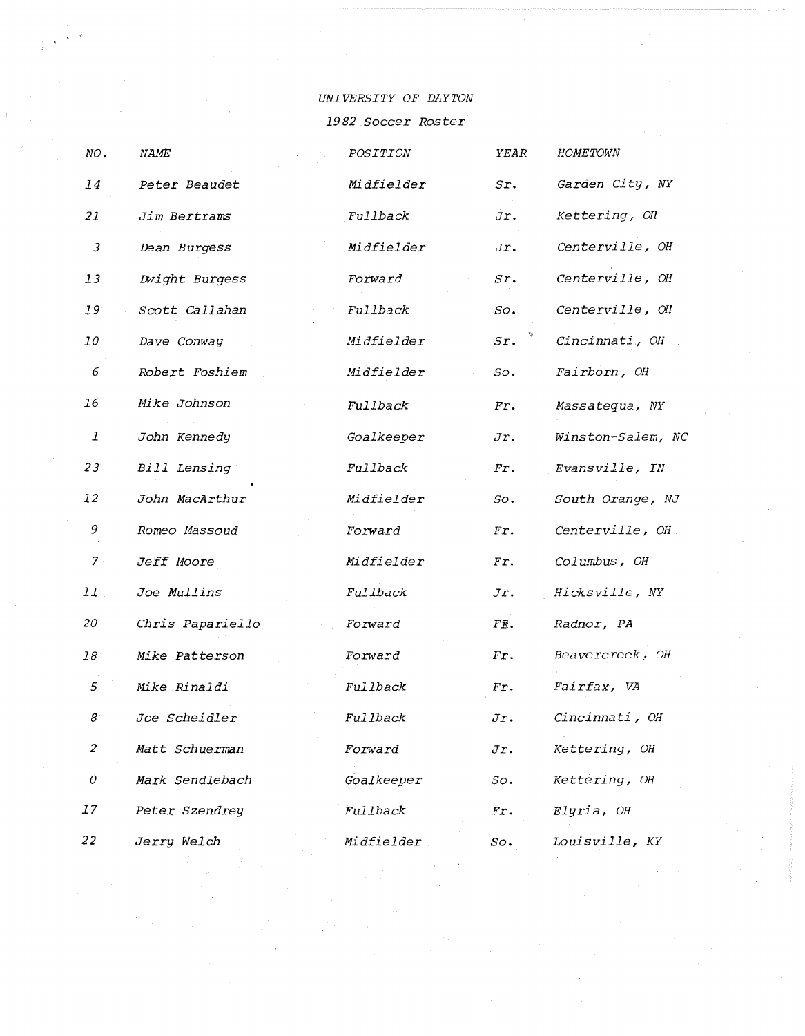*UNIVERSITY OF DAYTON*

*1982 Soccer Roster*

| NO. | NAME | POSITION | YEAR | HOMETOWN |
|---|---|---|---|---|
| 14 | Peter Beaudet | Midfielder | Sr. | Garden City, NY |
| 21 | Jim Bertrams | Fullback | Jr. | Kettering, OH |
| 3 | Dean Burgess | Midfielder | Jr. | Centerville, OH |
| 13 | Dwight Burgess | Forward | Sr. | Centerville, OH |
| 19 | Scott Callahan | Fullback | So. | Centerville, OH |
| 10 | Dave Conway | Midfielder | Sr. | Cincinnati, OH |
| 6 | Robert Foshiem | Midfielder | So. | Fairborn, OH |
| 16 | Mike Johnson | Fullback | Fr. | Massatequa, NY |
| 1 | John Kennedy | Goalkeeper | Jr. | Winston-Salem, NC |
| 23 | Bill Lensing | Fullback | Fr. | Evansville, IN |
| 12 | John MacArthur | Midfielder | So. | South Orange, NJ |
| 9 | Romeo Massoud | Forward | Fr. | Centerville, OH |
| 7 | Jeff Moore | Midfielder | Fr. | Columbus, OH |
| 11 | Joe Mullins | Fullback | Jr. | Hicksville, NY |
| 20 | Chris Papariello | Forward | Fr. | Radnor, PA |
| 18 | Mike Patterson | Forward | Fr. | Beavercreek, OH |
| 5 | Mike Rinaldi | Fullback | Fr. | Fairfax, VA |
| 8 | Joe Scheidler | Fullback | Jr. | Cincinnati, OH |
| 2 | Matt Schuerman | Forward | Jr. | Kettering, OH |
| 0 | Mark Sendlebach | Goalkeeper | So. | Kettering, OH |
| 17 | Peter Szendrey | Fullback | Fr. | Elyria, OH |
| 22 | Jerry Welch | Midfielder | So. | Louisville, KY |